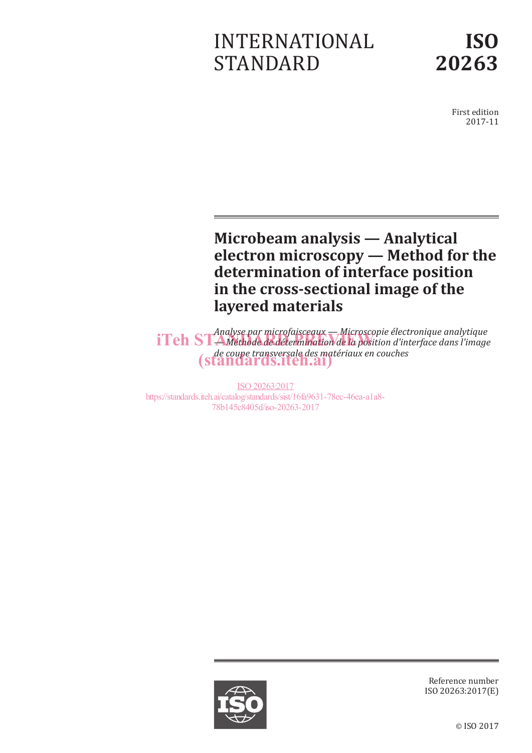INTERNATIONAL STANDARD

# ISO 20263

First edition
2017-11

# Microbeam analysis — Analytical electron microscopy — Method for the determination of interface position in the cross-sectional image of the layered materials

*Analyse par microfaisceaux — Microscopie électronique analytique — Méthode de détermination de la position d'interface dans l'image de coupe transversale des matériaux en couches*

iTeh STANDARD PREVIEW
(standards.iteh.ai)

ISO 20263:2017
https://standards.iteh.ai/catalog/standards/sist/16fa9631-78ec-46ea-a1a8-78b145c8405d/iso-20263-2017

Reference number
ISO 20263:2017(E)

© ISO 2017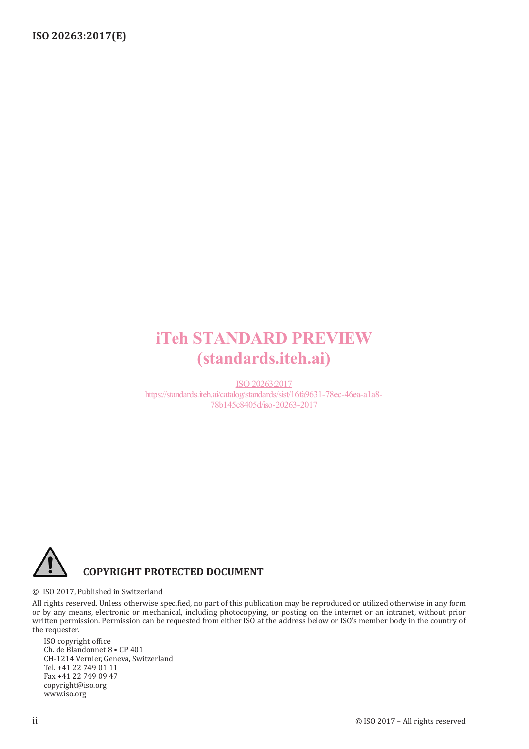iTeh STANDARD PREVIEW
(standards.iteh.ai)

ISO 20263:2017
https://standards.iteh.ai/catalog/standards/sist/16fa9631-78ec-46ea-a1a8-78b145c8405d/iso-20263-2017

**COPYRIGHT PROTECTED DOCUMENT**

© ISO 2017, Published in Switzerland

All rights reserved. Unless otherwise specified, no part of this publication may be reproduced or utilized otherwise in any form or by any means, electronic or mechanical, including photocopying, or posting on the internet or an intranet, without prior written permission. Permission can be requested from either ISO at the address below or ISO's member body in the country of the requester.

ISO copyright office
Ch. de Blandonnet 8 • CP 401
CH-1214 Vernier, Geneva, Switzerland
Tel. +41 22 749 01 11
Fax +41 22 749 09 47
copyright@iso.org
www.iso.org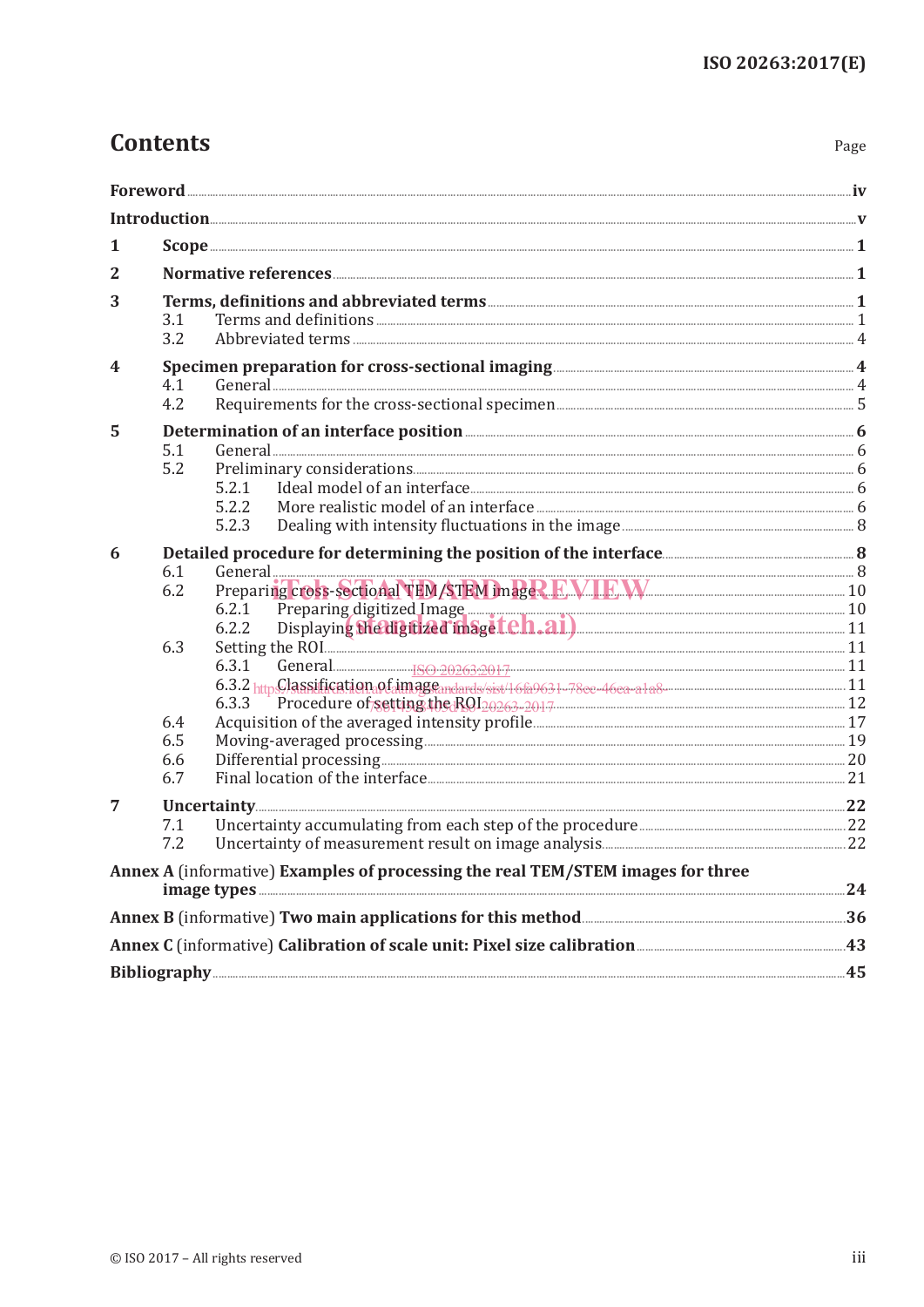# Contents

Page

Foreword ... iv

Introduction ... v

1 Scope ... 1

2 Normative references ... 1

3 Terms, definitions and abbreviated terms ... 1
- 3.1 Terms and definitions ... 1
- 3.2 Abbreviated terms ... 4

4 Specimen preparation for cross-sectional imaging ... 4
- 4.1 General ... 4
- 4.2 Requirements for the cross-sectional specimen ... 5

5 Determination of an interface position ... 6
- 5.1 General ... 6
- 5.2 Preliminary considerations ... 6
  - 5.2.1 Ideal model of an interface ... 6
  - 5.2.2 More realistic model of an interface ... 6
  - 5.2.3 Dealing with intensity fluctuations in the image ... 8

6 Detailed procedure for determining the position of the interface ... 8
- 6.1 General ... 8
- 6.2 Preparing cross-sectional TEM/STEM image ... 10
  - 6.2.1 Preparing digitized Image ... 10
  - 6.2.2 Displaying the digitized image ... 11
- 6.3 Setting the ROI ... 11
  - 6.3.1 General ... 11
  - 6.3.2 Classification of image ... 11
  - 6.3.3 Procedure of setting the ROI ... 12
- 6.4 Acquisition of the averaged intensity profile ... 17
- 6.5 Moving-averaged processing ... 19
- 6.6 Differential processing ... 20
- 6.7 Final location of the interface ... 21

7 Uncertainty ... 22
- 7.1 Uncertainty accumulating from each step of the procedure ... 22
- 7.2 Uncertainty of measurement result on image analysis ... 22

Annex A (informative) Examples of processing the real TEM/STEM images for three image types ... 24

Annex B (informative) Two main applications for this method ... 36

Annex C (informative) Calibration of scale unit: Pixel size calibration ... 43

Bibliography ... 45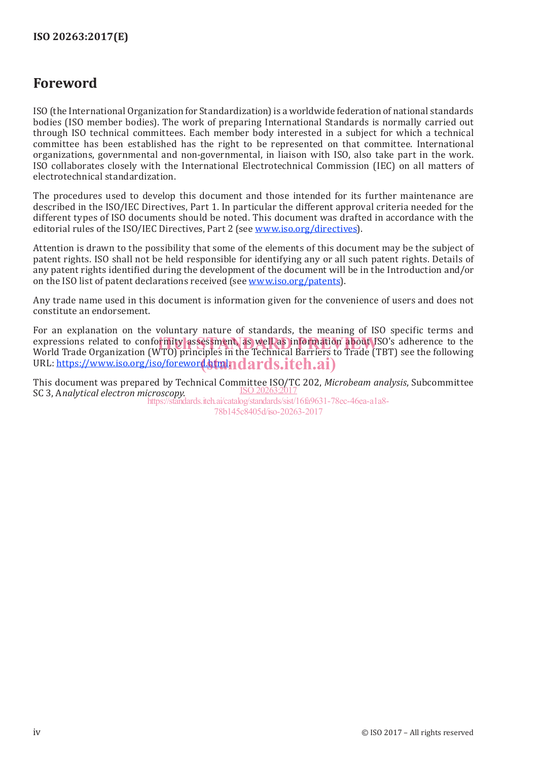# Foreword

ISO (the International Organization for Standardization) is a worldwide federation of national standards bodies (ISO member bodies). The work of preparing International Standards is normally carried out through ISO technical committees. Each member body interested in a subject for which a technical committee has been established has the right to be represented on that committee. International organizations, governmental and non-governmental, in liaison with ISO, also take part in the work. ISO collaborates closely with the International Electrotechnical Commission (IEC) on all matters of electrotechnical standardization.

The procedures used to develop this document and those intended for its further maintenance are described in the ISO/IEC Directives, Part 1. In particular the different approval criteria needed for the different types of ISO documents should be noted. This document was drafted in accordance with the editorial rules of the ISO/IEC Directives, Part 2 (see www.iso.org/directives).

Attention is drawn to the possibility that some of the elements of this document may be the subject of patent rights. ISO shall not be held responsible for identifying any or all such patent rights. Details of any patent rights identified during the development of the document will be in the Introduction and/or on the ISO list of patent declarations received (see www.iso.org/patents).

Any trade name used in this document is information given for the convenience of users and does not constitute an endorsement.

For an explanation on the voluntary nature of standards, the meaning of ISO specific terms and expressions related to conformity assessment, as well as information about ISO's adherence to the World Trade Organization (WTO) principles in the Technical Barriers to Trade (TBT) see the following URL: https://www.iso.org/iso/foreword.html.

This document was prepared by Technical Committee ISO/TC 202, *Microbeam analysis*, Subcommittee SC 3, A*nalytical electron microscopy*.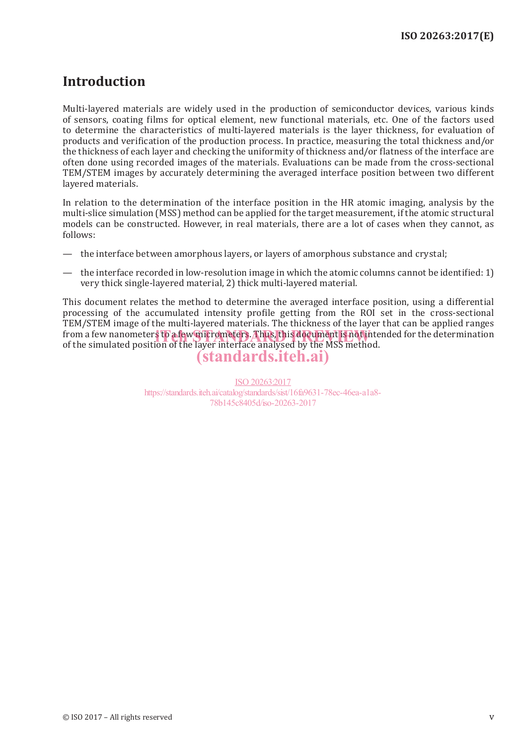# Introduction

Multi-layered materials are widely used in the production of semiconductor devices, various kinds of sensors, coating films for optical element, new functional materials, etc. One of the factors used to determine the characteristics of multi-layered materials is the layer thickness, for evaluation of products and verification of the production process. In practice, measuring the total thickness and/or the thickness of each layer and checking the uniformity of thickness and/or flatness of the interface are often done using recorded images of the materials. Evaluations can be made from the cross-sectional TEM/STEM images by accurately determining the averaged interface position between two different layered materials.

In relation to the determination of the interface position in the HR atomic imaging, analysis by the multi-slice simulation (MSS) method can be applied for the target measurement, if the atomic structural models can be constructed. However, in real materials, there are a lot of cases when they cannot, as follows:

— the interface between amorphous layers, or layers of amorphous substance and crystal;

— the interface recorded in low-resolution image in which the atomic columns cannot be identified: 1) very thick single-layered material, 2) thick multi-layered material.

This document relates the method to determine the averaged interface position, using a differential processing of the accumulated intensity profile getting from the ROI set in the cross-sectional TEM/STEM image of the multi-layered materials. The thickness of the layer that can be applied ranges from a few nanometers to a few micrometers. Thus, this document is not intended for the determination of the simulated position of the layer interface analysed by the MSS method.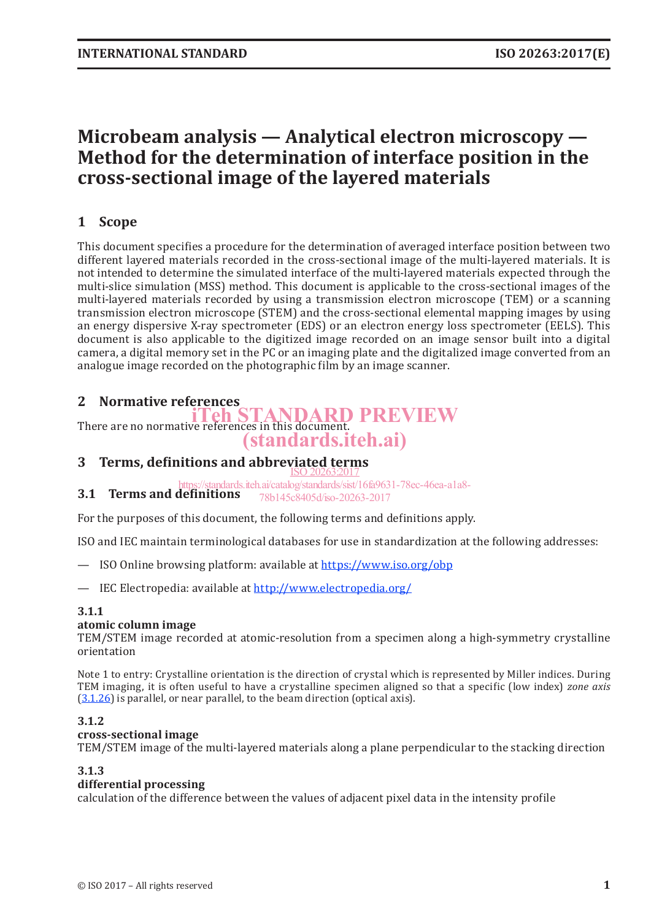# Microbeam analysis — Analytical electron microscopy — Method for the determination of interface position in the cross-sectional image of the layered materials

## 1 Scope

This document specifies a procedure for the determination of averaged interface position between two different layered materials recorded in the cross-sectional image of the multi-layered materials. It is not intended to determine the simulated interface of the multi-layered materials expected through the multi-slice simulation (MSS) method. This document is applicable to the cross-sectional images of the multi-layered materials recorded by using a transmission electron microscope (TEM) or a scanning transmission electron microscope (STEM) and the cross-sectional elemental mapping images by using an energy dispersive X-ray spectrometer (EDS) or an electron energy loss spectrometer (EELS). This document is also applicable to the digitized image recorded on an image sensor built into a digital camera, a digital memory set in the PC or an imaging plate and the digitalized image converted from an analogue image recorded on the photographic film by an image scanner.

## 2 Normative references

There are no normative references in this document.

## 3 Terms, definitions and abbreviated terms

### 3.1 Terms and definitions

For the purposes of this document, the following terms and definitions apply.

ISO and IEC maintain terminological databases for use in standardization at the following addresses:

— ISO Online browsing platform: available at https://www.iso.org/obp

— IEC Electropedia: available at http://www.electropedia.org/

**3.1.1**
**atomic column image**
TEM/STEM image recorded at atomic-resolution from a specimen along a high-symmetry crystalline orientation

Note 1 to entry: Crystalline orientation is the direction of crystal which is represented by Miller indices. During TEM imaging, it is often useful to have a crystalline specimen aligned so that a specific (low index) *zone axis* (3.1.26) is parallel, or near parallel, to the beam direction (optical axis).

**3.1.2**
**cross-sectional image**
TEM/STEM image of the multi-layered materials along a plane perpendicular to the stacking direction

**3.1.3**
**differential processing**
calculation of the difference between the values of adjacent pixel data in the intensity profile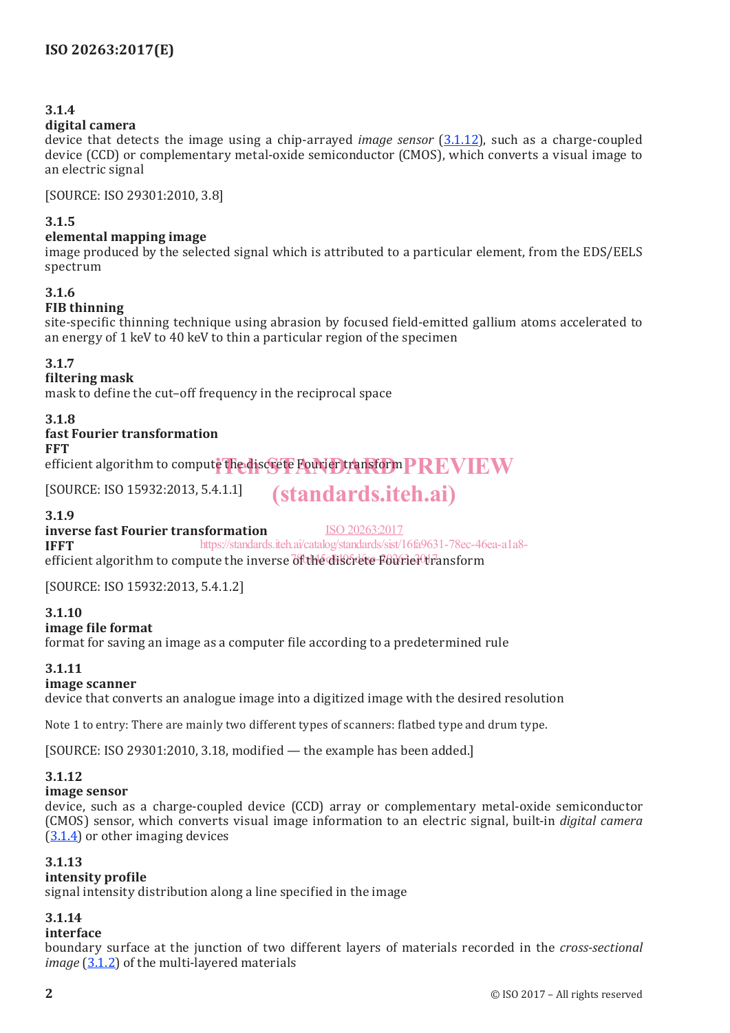### 3.1.4
**digital camera**

device that detects the image using a chip-arrayed *image sensor* (3.1.12), such as a charge-coupled device (CCD) or complementary metal-oxide semiconductor (CMOS), which converts a visual image to an electric signal

[SOURCE: ISO 29301:2010, 3.8]

### 3.1.5
**elemental mapping image**

image produced by the selected signal which is attributed to a particular element, from the EDS/EELS spectrum

### 3.1.6
**FIB thinning**

site-specific thinning technique using abrasion by focused field-emitted gallium atoms accelerated to an energy of 1 keV to 40 keV to thin a particular region of the specimen

### 3.1.7
**filtering mask**

mask to define the cut–off frequency in the reciprocal space

### 3.1.8
**fast Fourier transformation**

**FFT**

efficient algorithm to compute the discrete Fourier transform

[SOURCE: ISO 15932:2013, 5.4.1.1]

### 3.1.9
**inverse fast Fourier transformation**

**IFFT**

efficient algorithm to compute the inverse of the discrete Fourier transform

[SOURCE: ISO 15932:2013, 5.4.1.2]

### 3.1.10
**image file format**

format for saving an image as a computer file according to a predetermined rule

### 3.1.11
**image scanner**

device that converts an analogue image into a digitized image with the desired resolution

Note 1 to entry: There are mainly two different types of scanners: flatbed type and drum type.

[SOURCE: ISO 29301:2010, 3.18, modified — the example has been added.]

### 3.1.12
**image sensor**

device, such as a charge-coupled device (CCD) array or complementary metal-oxide semiconductor (CMOS) sensor, which converts visual image information to an electric signal, built-in *digital camera* (3.1.4) or other imaging devices

### 3.1.13
**intensity profile**

signal intensity distribution along a line specified in the image

### 3.1.14
**interface**

boundary surface at the junction of two different layers of materials recorded in the *cross-sectional image* (3.1.2) of the multi-layered materials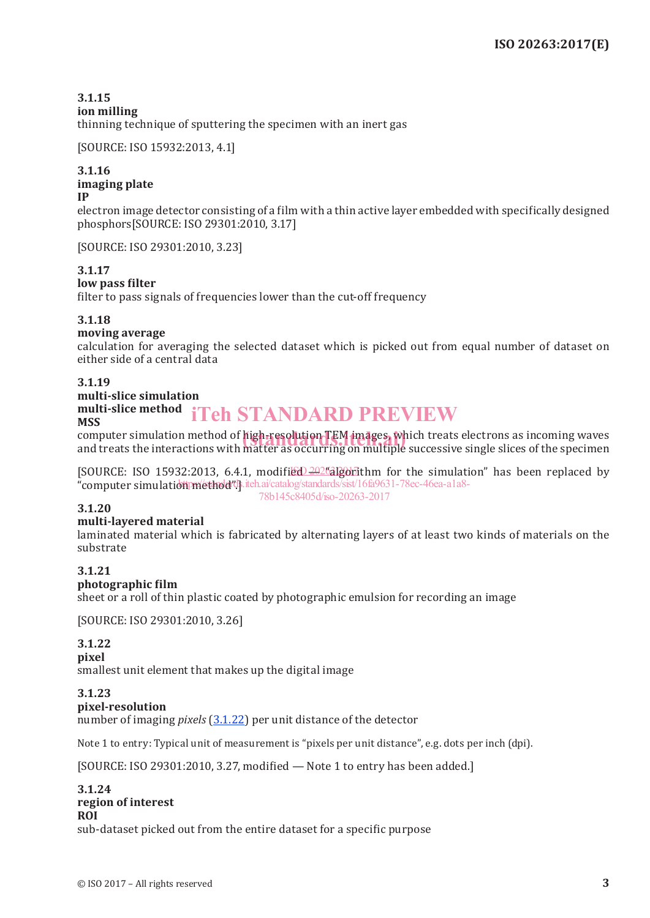**3.1.15**
**ion milling**
thinning technique of sputtering the specimen with an inert gas

[SOURCE: ISO 15932:2013, 4.1]

**3.1.16**
**imaging plate**
**IP**
electron image detector consisting of a film with a thin active layer embedded with specifically designed phosphors[SOURCE: ISO 29301:2010, 3.17]

[SOURCE: ISO 29301:2010, 3.23]

**3.1.17**
**low pass filter**
filter to pass signals of frequencies lower than the cut-off frequency

**3.1.18**
**moving average**
calculation for averaging the selected dataset which is picked out from equal number of dataset on either side of a central data

**3.1.19**
**multi-slice simulation**
**multi-slice method**
**MSS**
computer simulation method of high-resolution TEM images, which treats electrons as incoming waves and treats the interactions with matter as occurring on multiple successive single slices of the specimen

[SOURCE: ISO 15932:2013, 6.4.1, modified — "algorithm for the simulation" has been replaced by "computer simulation method".]

**3.1.20**
**multi-layered material**
laminated material which is fabricated by alternating layers of at least two kinds of materials on the substrate

**3.1.21**
**photographic film**
sheet or a roll of thin plastic coated by photographic emulsion for recording an image

[SOURCE: ISO 29301:2010, 3.26]

**3.1.22**
**pixel**
smallest unit element that makes up the digital image

**3.1.23**
**pixel-resolution**
number of imaging *pixels* (3.1.22) per unit distance of the detector

Note 1 to entry: Typical unit of measurement is "pixels per unit distance", e.g. dots per inch (dpi).

[SOURCE: ISO 29301:2010, 3.27, modified — Note 1 to entry has been added.]

**3.1.24**
**region of interest**
**ROI**
sub-dataset picked out from the entire dataset for a specific purpose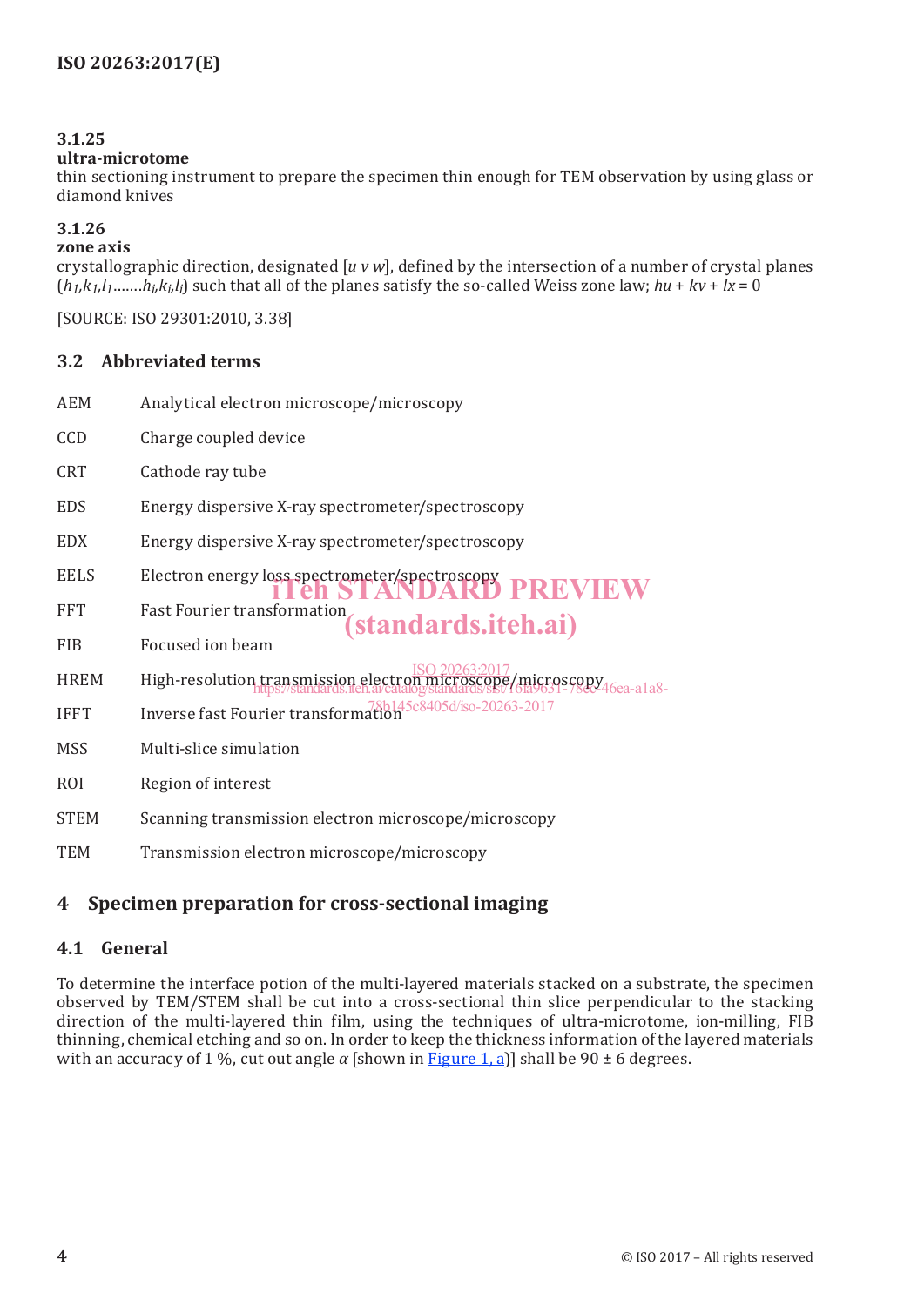### 3.1.25
**ultra-microtome**
thin sectioning instrument to prepare the specimen thin enough for TEM observation by using glass or diamond knives

### 3.1.26
**zone axis**
crystallographic direction, designated [*u v w*], defined by the intersection of a number of crystal planes ($h_1$,$k_1$,$l_1$.......$h_i$,$k_i$,$l_i$) such that all of the planes satisfy the so-called Weiss zone law; $hu + kv + lx = 0$

[SOURCE: ISO 29301:2010, 3.38]

## 3.2 Abbreviated terms

| | |
|---|---|
| AEM | Analytical electron microscope/microscopy |
| CCD | Charge coupled device |
| CRT | Cathode ray tube |
| EDS | Energy dispersive X-ray spectrometer/spectroscopy |
| EDX | Energy dispersive X-ray spectrometer/spectroscopy |
| EELS | Electron energy loss spectrometer/spectroscopy |
| FFT | Fast Fourier transformation |
| FIB | Focused ion beam |
| HREM | High-resolution transmission electron microscope/microscopy |
| IFFT | Inverse fast Fourier transformation |
| MSS | Multi-slice simulation |
| ROI | Region of interest |
| STEM | Scanning transmission electron microscope/microscopy |
| TEM | Transmission electron microscope/microscopy |

# 4 Specimen preparation for cross-sectional imaging

## 4.1 General

To determine the interface potion of the multi-layered materials stacked on a substrate, the specimen observed by TEM/STEM shall be cut into a cross-sectional thin slice perpendicular to the stacking direction of the multi-layered thin film, using the techniques of ultra-microtome, ion-milling, FIB thinning, chemical etching and so on. In order to keep the thickness information of the layered materials with an accuracy of 1 %, cut out angle $\alpha$ [shown in Figure 1, a)] shall be 90 ± 6 degrees.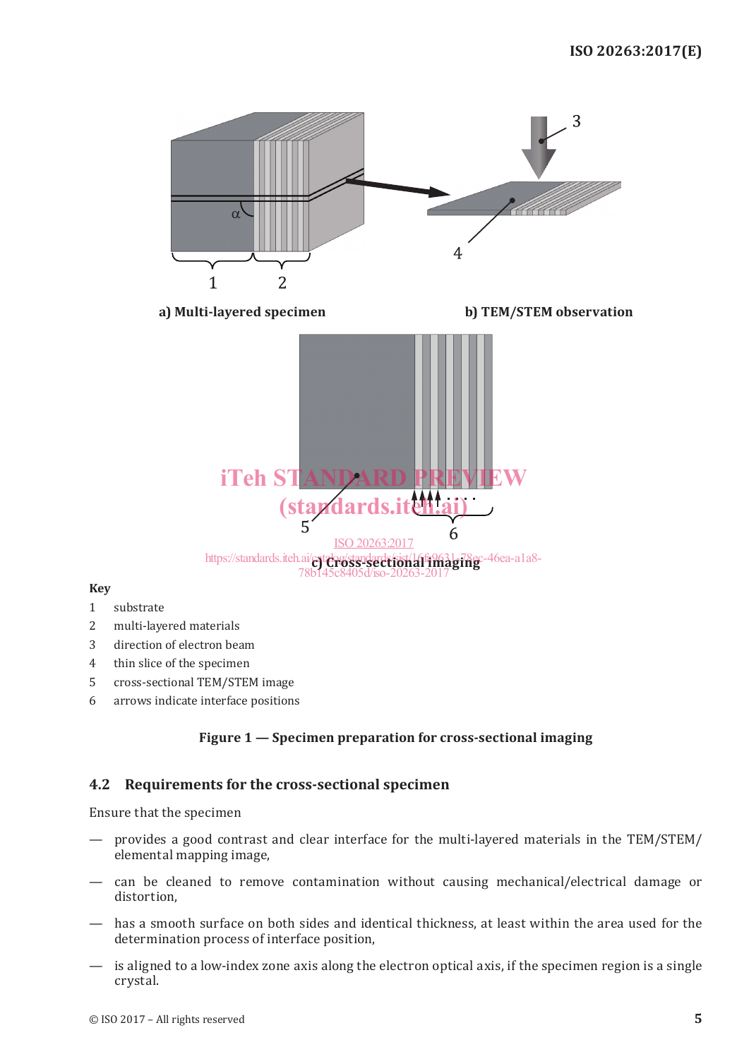a) Multi-layered specimen

b) TEM/STEM observation

c) Cross-sectional imaging

**Key**

1 substrate

2 multi-layered materials

3 direction of electron beam

4 thin slice of the specimen

5 cross-sectional TEM/STEM image

6 arrows indicate interface positions

**Figure 1 — Specimen preparation for cross-sectional imaging**

## 4.2 Requirements for the cross-sectional specimen

Ensure that the specimen

— provides a good contrast and clear interface for the multi-layered materials in the TEM/STEM/elemental mapping image,

— can be cleaned to remove contamination without causing mechanical/electrical damage or distortion,

— has a smooth surface on both sides and identical thickness, at least within the area used for the determination process of interface position,

— is aligned to a low-index zone axis along the electron optical axis, if the specimen region is a single crystal.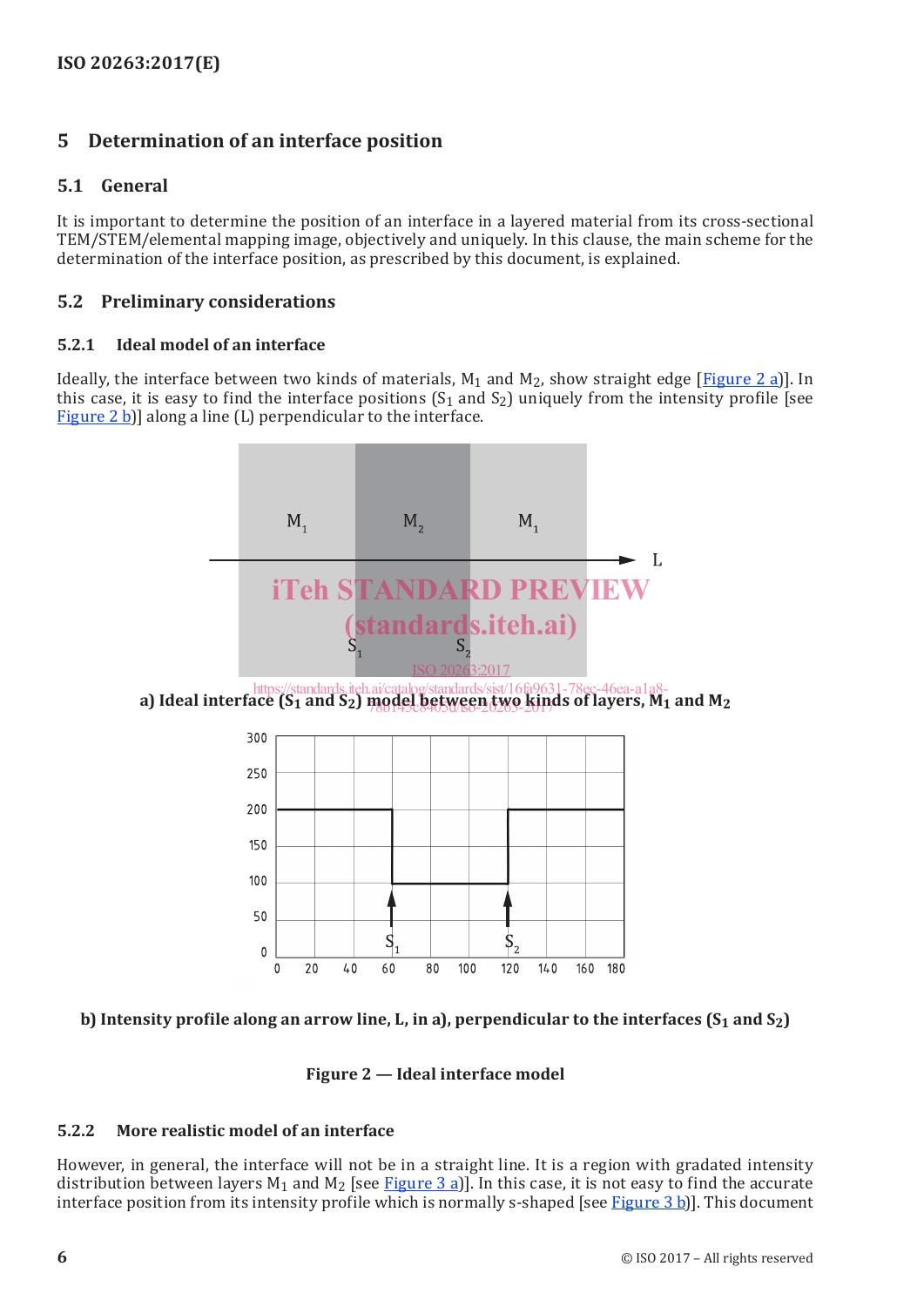## 5 Determination of an interface position

### 5.1 General

It is important to determine the position of an interface in a layered material from its cross-sectional TEM/STEM/elemental mapping image, objectively and uniquely. In this clause, the main scheme for the determination of the interface position, as prescribed by this document, is explained.

### 5.2 Preliminary considerations

#### 5.2.1 Ideal model of an interface

Ideally, the interface between two kinds of materials, $M_1$ and $M_2$, show straight edge [Figure 2 a)]. In this case, it is easy to find the interface positions ($S_1$ and $S_2$) uniquely from the intensity profile [see Figure 2 b)] along a line (L) perpendicular to the interface.

$M_1$ $M_2$ $M_1$

L

$S_1$ $S_2$

**a) Ideal interface ($S_1$ and $S_2$) model between two kinds of layers, $M_1$ and $M_2$**

300
250
200
150
100
50
0

0 20 40 60 80 100 120 140 160 180

$S_1$ $S_2$

**b) Intensity profile along an arrow line, L, in a), perpendicular to the interfaces ($S_1$ and $S_2$)**

**Figure 2 — Ideal interface model**

#### 5.2.2 More realistic model of an interface

However, in general, the interface will not be in a straight line. It is a region with gradated intensity distribution between layers $M_1$ and $M_2$ [see Figure 3 a)]. In this case, it is not easy to find the accurate interface position from its intensity profile which is normally s-shaped [see Figure 3 b)]. This document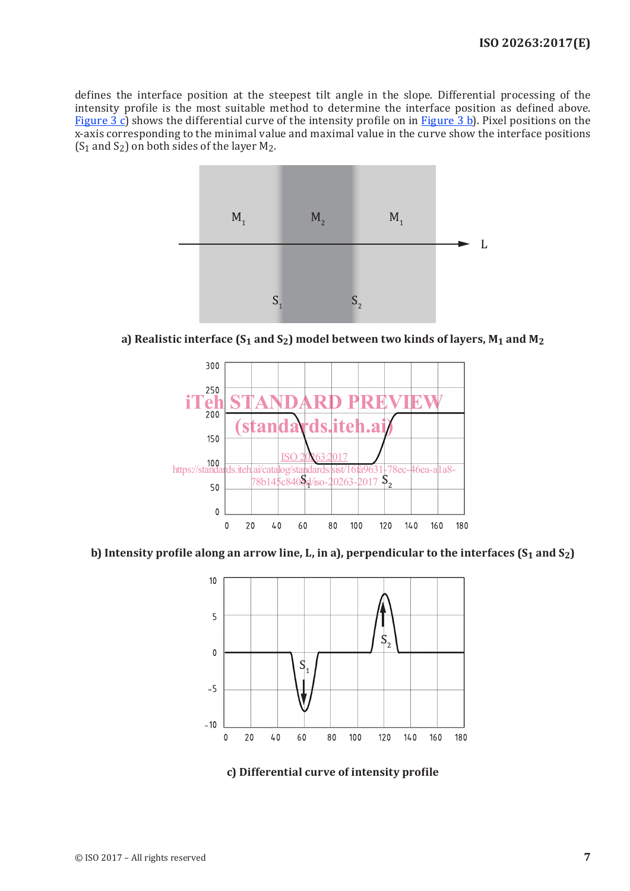defines the interface position at the steepest tilt angle in the slope. Differential processing of the intensity profile is the most suitable method to determine the interface position as defined above. Figure 3 c) shows the differential curve of the intensity profile on in Figure 3 b). Pixel positions on the x-axis corresponding to the minimal value and maximal value in the curve show the interface positions ($S_1$ and $S_2$) on both sides of the layer $M_2$.

$M_1$
$M_2$
$M_1$
L
$S_1$
$S_2$

**a) Realistic interface ($S_1$ and $S_2$) model between two kinds of layers, $M_1$ and $M_2$**

300
250
200
150
100
50
0
0 20 40 60 80 100 120 140 160 180
$S_1$
$S_2$

**b) Intensity profile along an arrow line, L, in a), perpendicular to the interfaces ($S_1$ and $S_2$)**

10
5
0
−5
−10
0 20 40 60 80 100 120 140 160 180
$S_1$
$S_2$

**c) Differential curve of intensity profile**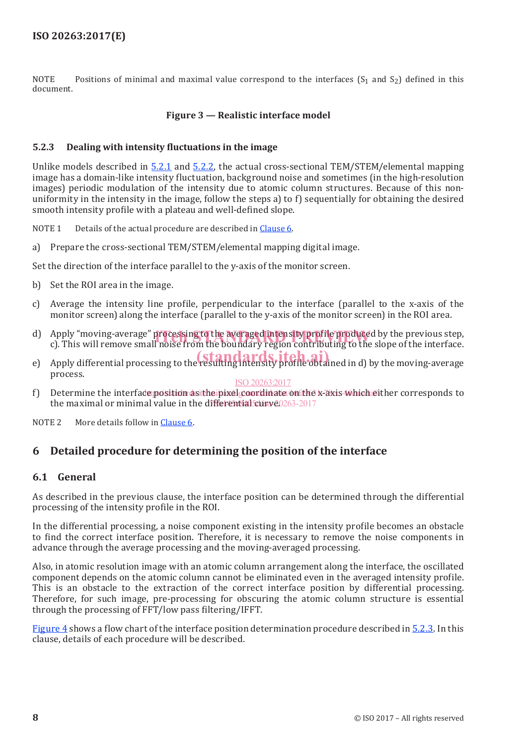NOTE Positions of minimal and maximal value correspond to the interfaces ($S_1$ and $S_2$) defined in this document.

**Figure 3 — Realistic interface model**

### 5.2.3 Dealing with intensity fluctuations in the image

Unlike models described in 5.2.1 and 5.2.2, the actual cross-sectional TEM/STEM/elemental mapping image has a domain-like intensity fluctuation, background noise and sometimes (in the high-resolution images) periodic modulation of the intensity due to atomic column structures. Because of this non-uniformity in the intensity in the image, follow the steps a) to f) sequentially for obtaining the desired smooth intensity profile with a plateau and well-defined slope.

NOTE 1 Details of the actual procedure are described in Clause 6.

a) Prepare the cross-sectional TEM/STEM/elemental mapping digital image.

Set the direction of the interface parallel to the y-axis of the monitor screen.

b) Set the ROI area in the image.

c) Average the intensity line profile, perpendicular to the interface (parallel to the x-axis of the monitor screen) along the interface (parallel to the y-axis of the monitor screen) in the ROI area.

d) Apply "moving-average" processing to the averaged intensity profile produced by the previous step, c). This will remove small noise from the boundary region contributing to the slope of the interface.

e) Apply differential processing to the resulting intensity profile obtained in d) by the moving-average process.

f) Determine the interface position as the pixel coordinate on the x-axis which either corresponds to the maximal or minimal value in the differential curve.

NOTE 2 More details follow in Clause 6.

## 6 Detailed procedure for determining the position of the interface

### 6.1 General

As described in the previous clause, the interface position can be determined through the differential processing of the intensity profile in the ROI.

In the differential processing, a noise component existing in the intensity profile becomes an obstacle to find the correct interface position. Therefore, it is necessary to remove the noise components in advance through the average processing and the moving-averaged processing.

Also, in atomic resolution image with an atomic column arrangement along the interface, the oscillated component depends on the atomic column cannot be eliminated even in the averaged intensity profile. This is an obstacle to the extraction of the correct interface position by differential processing. Therefore, for such image, pre-processing for obscuring the atomic column structure is essential through the processing of FFT/low pass filtering/IFFT.

Figure 4 shows a flow chart of the interface position determination procedure described in 5.2.3. In this clause, details of each procedure will be described.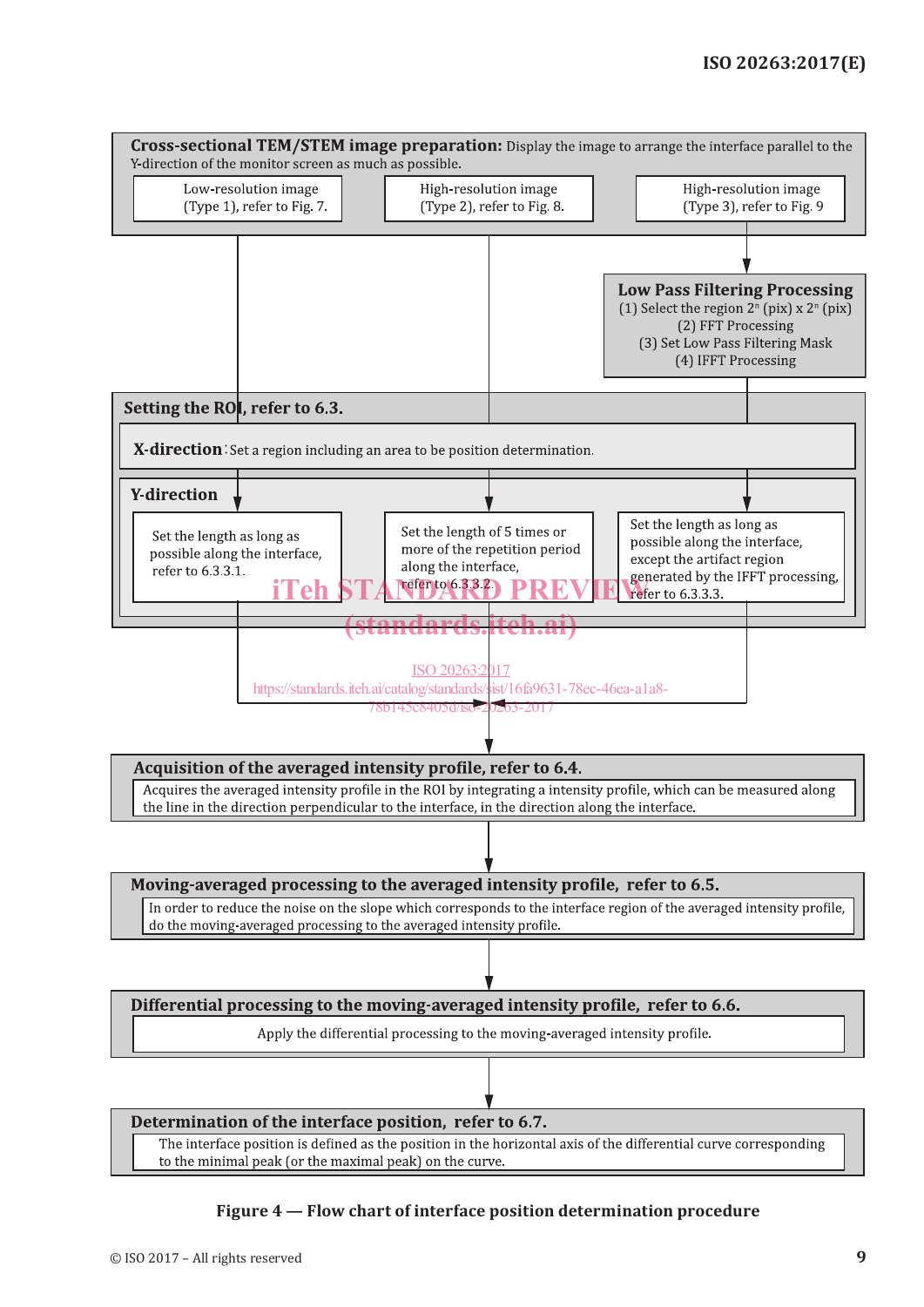**Cross-sectional TEM/STEM image preparation:** Display the image to arrange the interface parallel to the Y-direction of the monitor screen as much as possible.

- Low-resolution image (Type 1), refer to Fig. 7.
- High-resolution image (Type 2), refer to Fig. 8.
- High-resolution image (Type 3), refer to Fig. 9

**Low Pass Filtering Processing**
(1) Select the region $2^n$ (pix) x $2^n$ (pix)
(2) FFT Processing
(3) Set Low Pass Filtering Mask
(4) IFFT Processing

**Setting the ROI, refer to 6.3.**

**X-direction**: Set a region including an area to be position determination.

**Y-direction**

- Set the length as long as possible along the interface, refer to 6.3.3.1.
- Set the length of 5 times or more of the repetition period along the interface, refer to 6.3.3.2.
- Set the length as long as possible along the interface, except the artifact region generated by the IFFT processing, refer to 6.3.3.3.

**Acquisition of the averaged intensity profile, refer to 6.4.**
Acquires the averaged intensity profile in the ROI by integrating a intensity profile, which can be measured along the line in the direction perpendicular to the interface, in the direction along the interface.

**Moving-averaged processing to the averaged intensity profile, refer to 6.5.**
In order to reduce the noise on the slope which corresponds to the interface region of the averaged intensity profile, do the moving-averaged processing to the averaged intensity profile.

**Differential processing to the moving-averaged intensity profile, refer to 6.6.**
Apply the differential processing to the moving-averaged intensity profile.

**Determination of the interface position, refer to 6.7.**
The interface position is defined as the position in the horizontal axis of the differential curve corresponding to the minimal peak (or the maximal peak) on the curve.

**Figure 4 — Flow chart of interface position determination procedure**